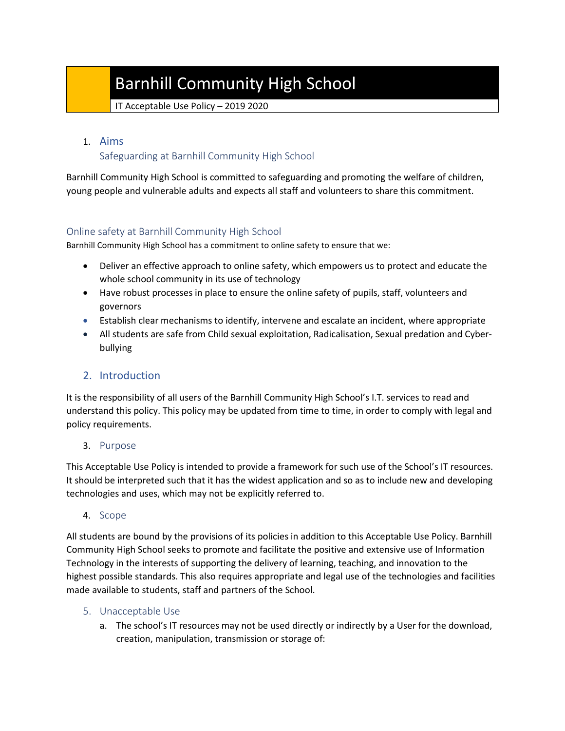# Barnhill Community High School

IT Acceptable Use Policy – 2019 2020

## 1. Aims

### Safeguarding at Barnhill Community High School

Barnhill Community High School is committed to safeguarding and promoting the welfare of children, young people and vulnerable adults and expects all staff and volunteers to share this commitment.

### Online safety at Barnhill Community High School

Barnhill Community High School has a commitment to online safety to ensure that we:

- Deliver an effective approach to online safety, which empowers us to protect and educate the whole school community in its use of technology
- Have robust processes in place to ensure the online safety of pupils, staff, volunteers and governors
- Establish clear mechanisms to identify, intervene and escalate an incident, where appropriate
- All students are safe from Child sexual exploitation, Radicalisation, Sexual predation and Cyber-bullying

## 2. Introduction

It is the responsibility of all users of the Barnhill Community High School's I.T. services to read and understand this policy. This policy may be updated from time to time, in order to comply with legal and policy requirements.

### 3. Purpose

This Acceptable Use Policy is intended to provide a framework for such use of the School's IT resources. It should be interpreted such that it has the widest application and so as to include new and developing technologies and uses, which may not be explicitly referred to.

### 4. Scope

All students are bound by the provisions of its policies in addition to this Acceptable Use Policy. Barnhill Community High School seeks to promote and facilitate the positive and extensive use of Information Technology in the interests of supporting the delivery of learning, teaching, and innovation to the highest possible standards. This also requires appropriate and legal use of the technologies and facilities made available to students, staff and partners of the School.

### 5. Unacceptable Use

a. The school's IT resources may not be used directly or indirectly by a User for the download, creation, manipulation, transmission or storage of: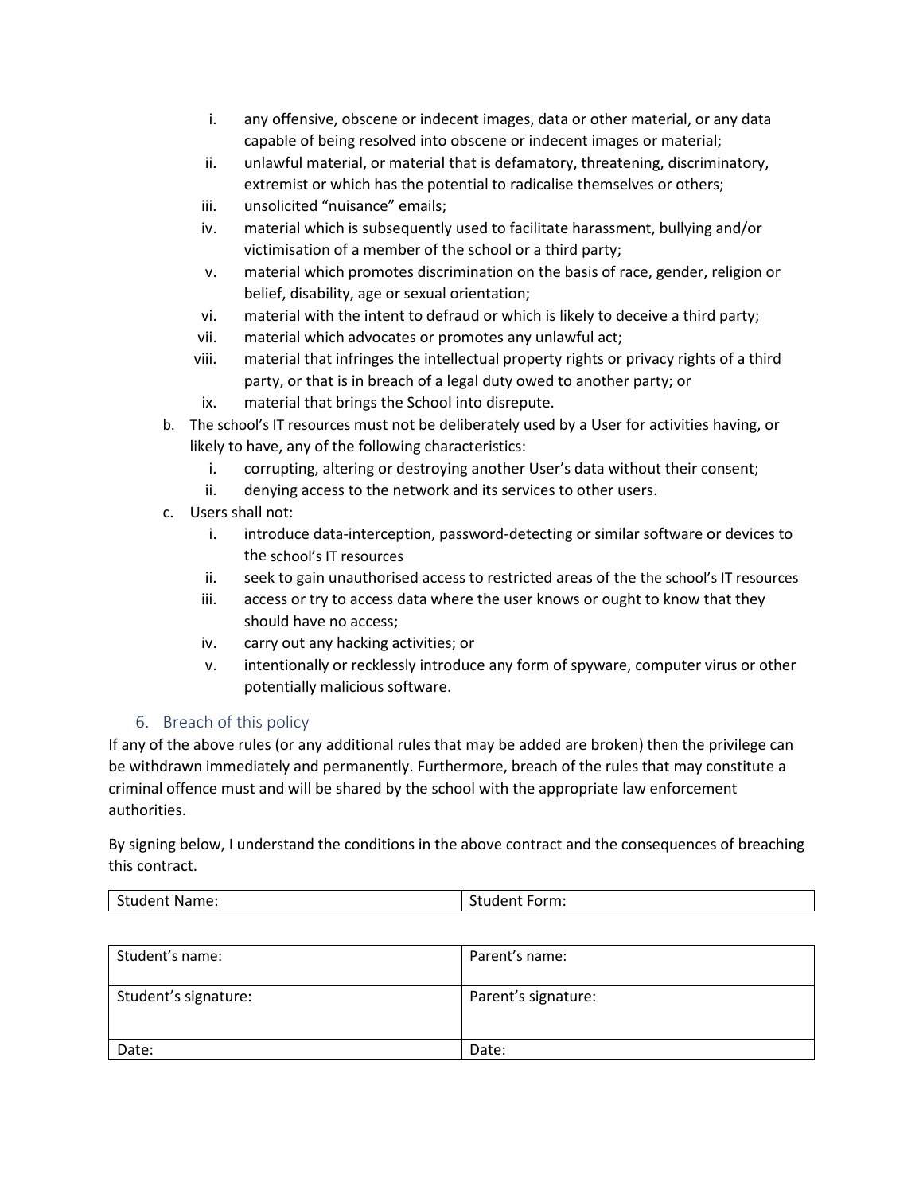i. any offensive, obscene or indecent images, data or other material, or any data capable of being resolved into obscene or indecent images or material;
   ii. unlawful material, or material that is defamatory, threatening, discriminatory, extremist or which has the potential to radicalise themselves or others;
   iii. unsolicited "nuisance" emails;
   iv. material which is subsequently used to facilitate harassment, bullying and/or victimisation of a member of the school or a third party;
   v. material which promotes discrimination on the basis of race, gender, religion or belief, disability, age or sexual orientation;
   vi. material with the intent to defraud or which is likely to deceive a third party;
   vii. material which advocates or promotes any unlawful act;
   viii. material that infringes the intellectual property rights or privacy rights of a third party, or that is in breach of a legal duty owed to another party; or
   ix. material that brings the School into disrepute.

b. The school's IT resources must not be deliberately used by a User for activities having, or likely to have, any of the following characteristics:
   i. corrupting, altering or destroying another User's data without their consent;
   ii. denying access to the network and its services to other users.

c. Users shall not:
   i. introduce data-interception, password-detecting or similar software or devices to the school's IT resources
   ii. seek to gain unauthorised access to restricted areas of the the school's IT resources
   iii. access or try to access data where the user knows or ought to know that they should have no access;
   iv. carry out any hacking activities; or
   v. intentionally or recklessly introduce any form of spyware, computer virus or other potentially malicious software.

## 6. Breach of this policy

If any of the above rules (or any additional rules that may be added are broken) then the privilege can be withdrawn immediately and permanently. Furthermore, breach of the rules that may constitute a criminal offence must and will be shared by the school with the appropriate law enforcement authorities.

By signing below, I understand the conditions in the above contract and the consequences of breaching this contract.

| | |
|---|---|
| Student Name: | Student Form: |

| | |
|---|---|
| Student's name: | Parent's name: |
| Student's signature: | Parent's signature: |
| Date: | Date: |